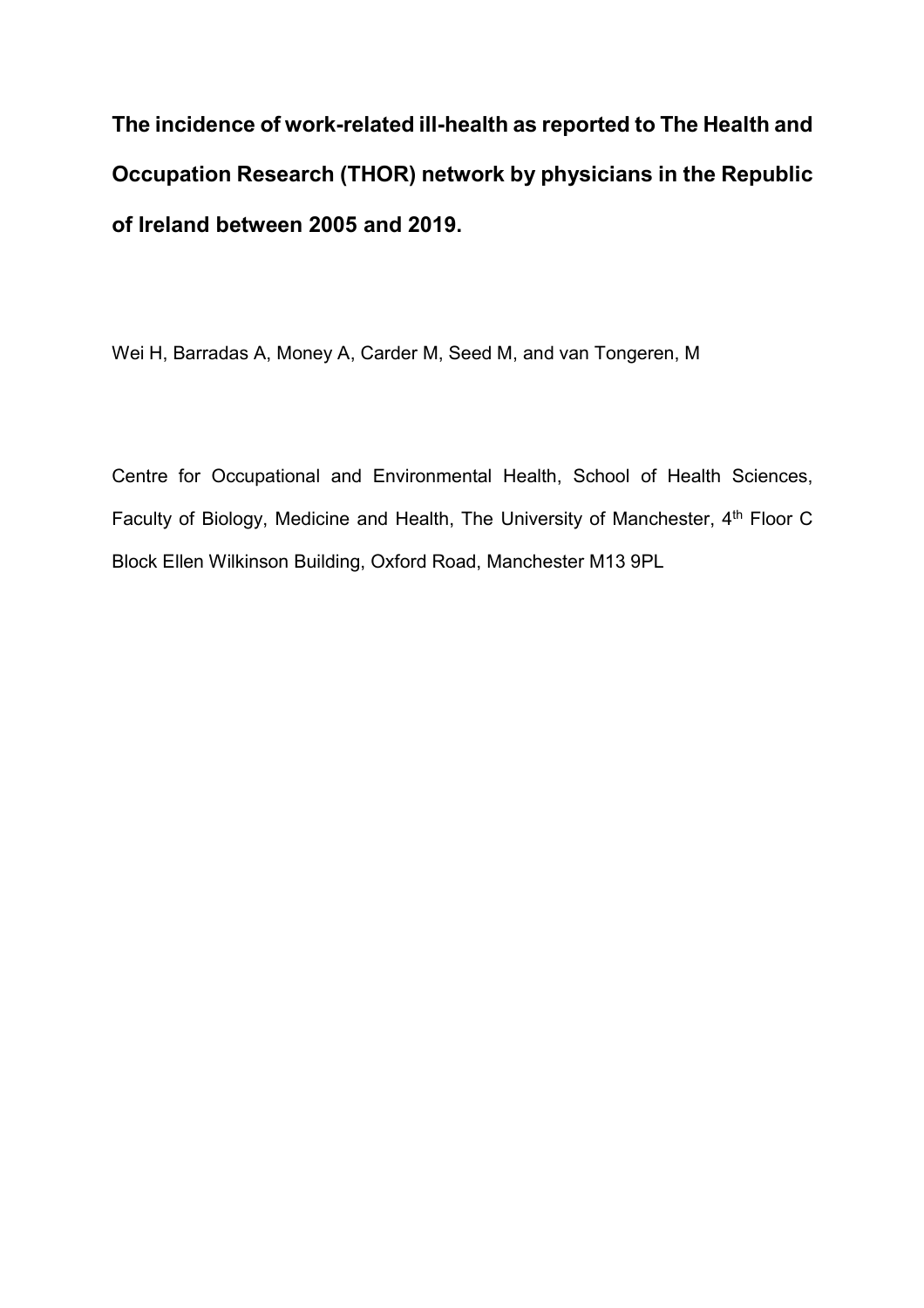# The incidence of work-related ill-health as reported to The Health and Occupation Research (THOR) network by physicians in the Republic of Ireland between 2005 and 2019.

Wei H, Barradas A, Money A, Carder M, Seed M, and van Tongeren, M

Centre for Occupational and Environmental Health, School of Health Sciences, Faculty of Biology, Medicine and Health, The University of Manchester, 4th Floor C Block Ellen Wilkinson Building, Oxford Road, Manchester M13 9PL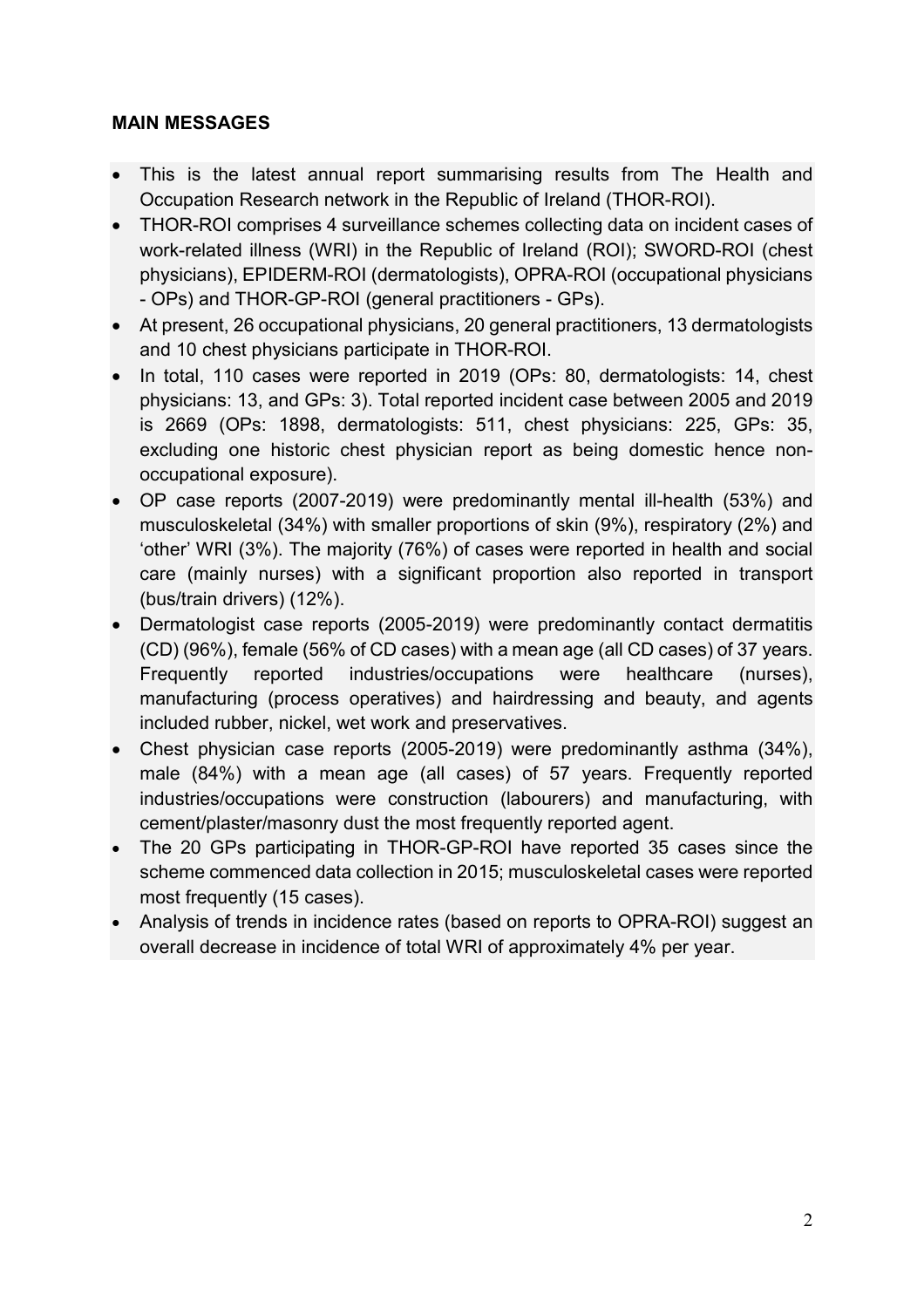**MAIN MESSAGES**

- This is the latest annual report summarising results from The Health and Occupation Research network in the Republic of Ireland (THOR-ROI).
- THOR-ROI comprises 4 surveillance schemes collecting data on incident cases of work-related illness (WRI) in the Republic of Ireland (ROI); SWORD-ROI (chest physicians), EPIDERM-ROI (dermatologists), OPRA-ROI (occupational physicians - OPs) and THOR-GP-ROI (general practitioners - GPs).
- At present, 26 occupational physicians, 20 general practitioners, 13 dermatologists and 10 chest physicians participate in THOR-ROI.
- In total, 110 cases were reported in 2019 (OPs: 80, dermatologists: 14, chest physicians: 13, and GPs: 3). Total reported incident case between 2005 and 2019 is 2669 (OPs: 1898, dermatologists: 511, chest physicians: 225, GPs: 35, excluding one historic chest physician report as being domestic hence non-occupational exposure).
- OP case reports (2007-2019) were predominantly mental ill-health (53%) and musculoskeletal (34%) with smaller proportions of skin (9%), respiratory (2%) and 'other' WRI (3%). The majority (76%) of cases were reported in health and social care (mainly nurses) with a significant proportion also reported in transport (bus/train drivers) (12%).
- Dermatologist case reports (2005-2019) were predominantly contact dermatitis (CD) (96%), female (56% of CD cases) with a mean age (all CD cases) of 37 years. Frequently reported industries/occupations were healthcare (nurses), manufacturing (process operatives) and hairdressing and beauty, and agents included rubber, nickel, wet work and preservatives.
- Chest physician case reports (2005-2019) were predominantly asthma (34%), male (84%) with a mean age (all cases) of 57 years. Frequently reported industries/occupations were construction (labourers) and manufacturing, with cement/plaster/masonry dust the most frequently reported agent.
- The 20 GPs participating in THOR-GP-ROI have reported 35 cases since the scheme commenced data collection in 2015; musculoskeletal cases were reported most frequently (15 cases).
- Analysis of trends in incidence rates (based on reports to OPRA-ROI) suggest an overall decrease in incidence of total WRI of approximately 4% per year.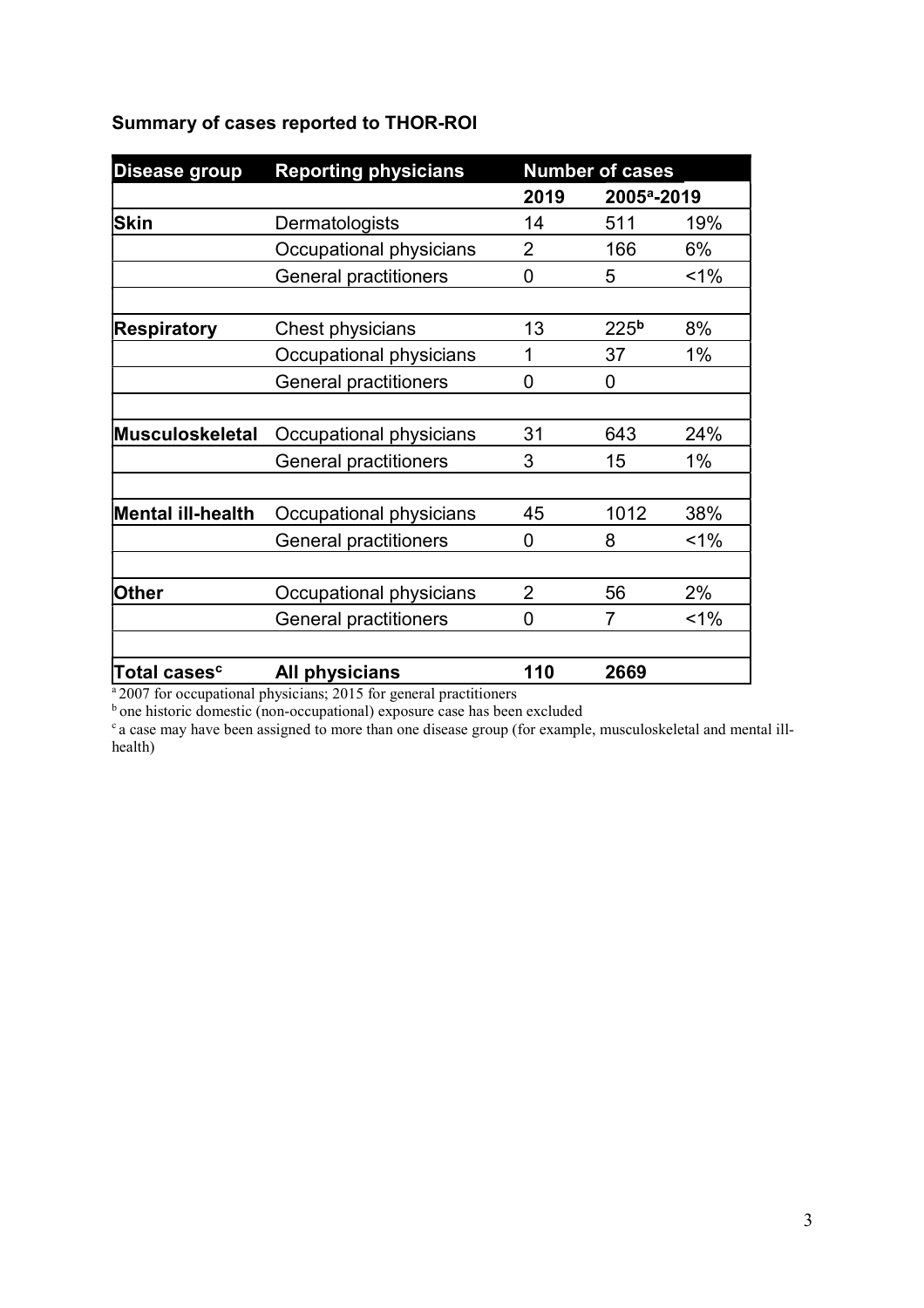**Summary of cases reported to THOR-ROI**

| Disease group | Reporting physicians | Number of cases | | |
|---|---|---|---|---|
| | | 2019 | 2005[a]-2019 | |
| **Skin** | Dermatologists | 14 | 511 | 19% |
| | Occupational physicians | 2 | 166 | 6% |
| | General practitioners | 0 | 5 | <1% |
| | | | | |
| **Respiratory** | Chest physicians | 13 | 225[b] | 8% |
| | Occupational physicians | 1 | 37 | 1% |
| | General practitioners | 0 | 0 | |
| | | | | |
| **Musculoskeletal** | Occupational physicians | 31 | 643 | 24% |
| | General practitioners | 3 | 15 | 1% |
| | | | | |
| **Mental ill-health** | Occupational physicians | 45 | 1012 | 38% |
| | General practitioners | 0 | 8 | <1% |
| | | | | |
| **Other** | Occupational physicians | 2 | 56 | 2% |
| | General practitioners | 0 | 7 | <1% |
| | | | | |
| **Total cases[c]** | **All physicians** | **110** | **2669** | |

[a] 2007 for occupational physicians; 2015 for general practitioners

[b] one historic domestic (non-occupational) exposure case has been excluded

[c] a case may have been assigned to more than one disease group (for example, musculoskeletal and mental ill-health)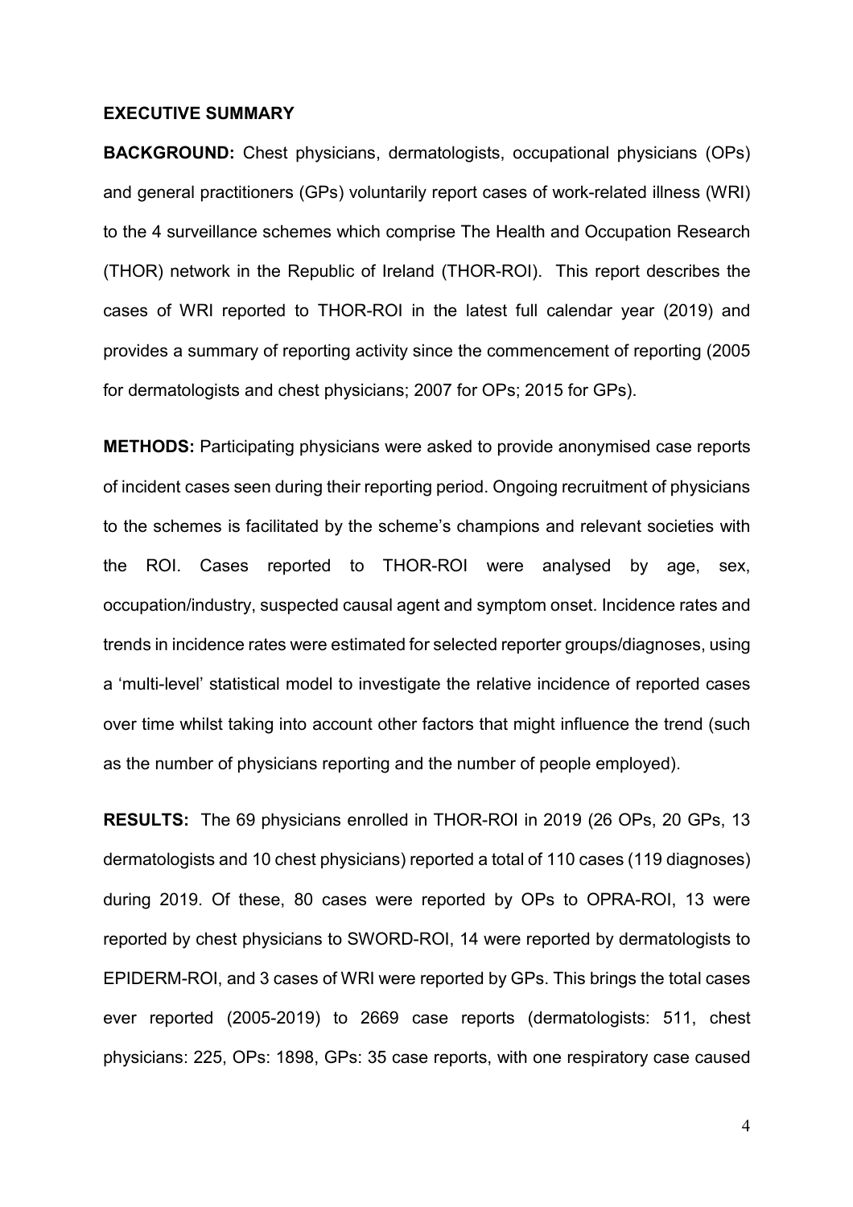## EXECUTIVE SUMMARY

**BACKGROUND:** Chest physicians, dermatologists, occupational physicians (OPs) and general practitioners (GPs) voluntarily report cases of work-related illness (WRI) to the 4 surveillance schemes which comprise The Health and Occupation Research (THOR) network in the Republic of Ireland (THOR-ROI). This report describes the cases of WRI reported to THOR-ROI in the latest full calendar year (2019) and provides a summary of reporting activity since the commencement of reporting (2005 for dermatologists and chest physicians; 2007 for OPs; 2015 for GPs).

**METHODS:** Participating physicians were asked to provide anonymised case reports of incident cases seen during their reporting period. Ongoing recruitment of physicians to the schemes is facilitated by the scheme's champions and relevant societies with the ROI. Cases reported to THOR-ROI were analysed by age, sex, occupation/industry, suspected causal agent and symptom onset. Incidence rates and trends in incidence rates were estimated for selected reporter groups/diagnoses, using a 'multi-level' statistical model to investigate the relative incidence of reported cases over time whilst taking into account other factors that might influence the trend (such as the number of physicians reporting and the number of people employed).

**RESULTS:** The 69 physicians enrolled in THOR-ROI in 2019 (26 OPs, 20 GPs, 13 dermatologists and 10 chest physicians) reported a total of 110 cases (119 diagnoses) during 2019. Of these, 80 cases were reported by OPs to OPRA-ROI, 13 were reported by chest physicians to SWORD-ROI, 14 were reported by dermatologists to EPIDERM-ROI, and 3 cases of WRI were reported by GPs. This brings the total cases ever reported (2005-2019) to 2669 case reports (dermatologists: 511, chest physicians: 225, OPs: 1898, GPs: 35 case reports, with one respiratory case caused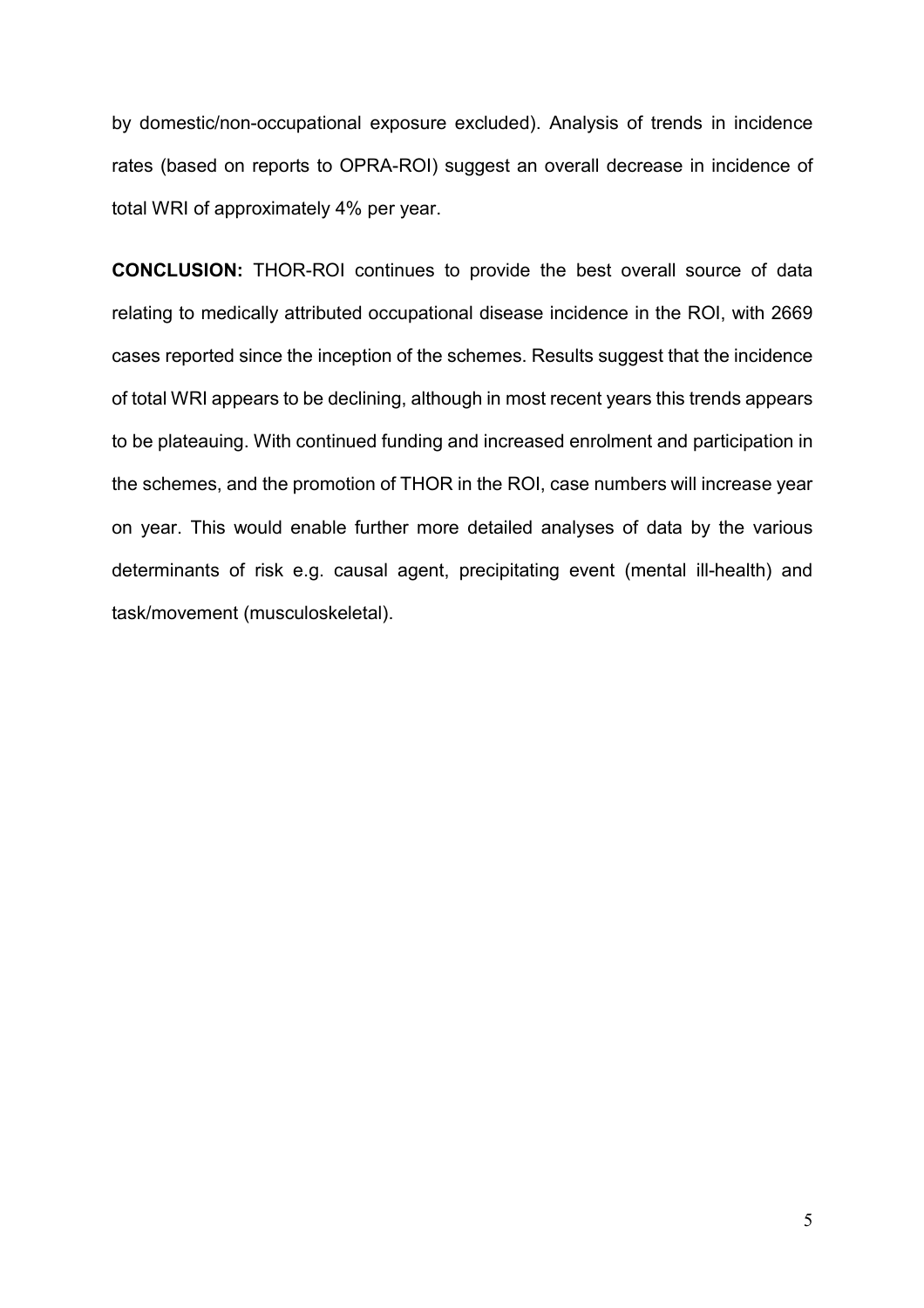by domestic/non-occupational exposure excluded). Analysis of trends in incidence rates (based on reports to OPRA-ROI) suggest an overall decrease in incidence of total WRI of approximately 4% per year.

**CONCLUSION:** THOR-ROI continues to provide the best overall source of data relating to medically attributed occupational disease incidence in the ROI, with 2669 cases reported since the inception of the schemes. Results suggest that the incidence of total WRI appears to be declining, although in most recent years this trends appears to be plateauing. With continued funding and increased enrolment and participation in the schemes, and the promotion of THOR in the ROI, case numbers will increase year on year. This would enable further more detailed analyses of data by the various determinants of risk e.g. causal agent, precipitating event (mental ill-health) and task/movement (musculoskeletal).